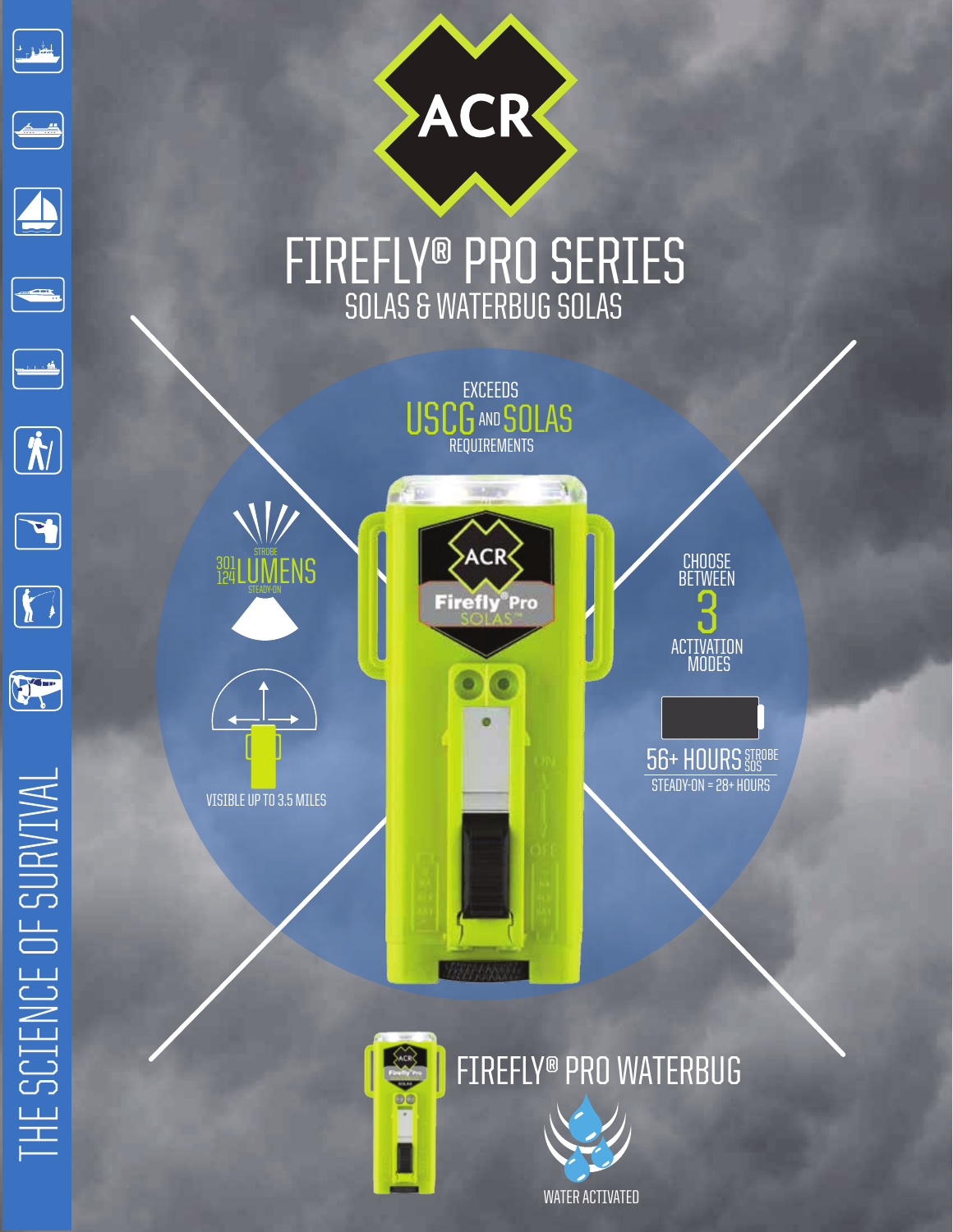# ACR

# FIREFLY® PRO SERIES

## SOLAS & WATERBUG SOLAS

EXCEEDS **USCG** AND **SOLAS** REQUIREMENTS

301 STROBE / 124 STEADY-ON LUMENS

VISIBLE UP TO 3.5 MILES

CHOOSE BETWEEN **3** ACTIVATION MODES

56+ HOURS STROBE SOS

STEADY-ON = 28+ HOURS

## FIREFLY® PRO WATERBUG

WATER ACTIVATED

THE SCIENCE OF SURVIVAL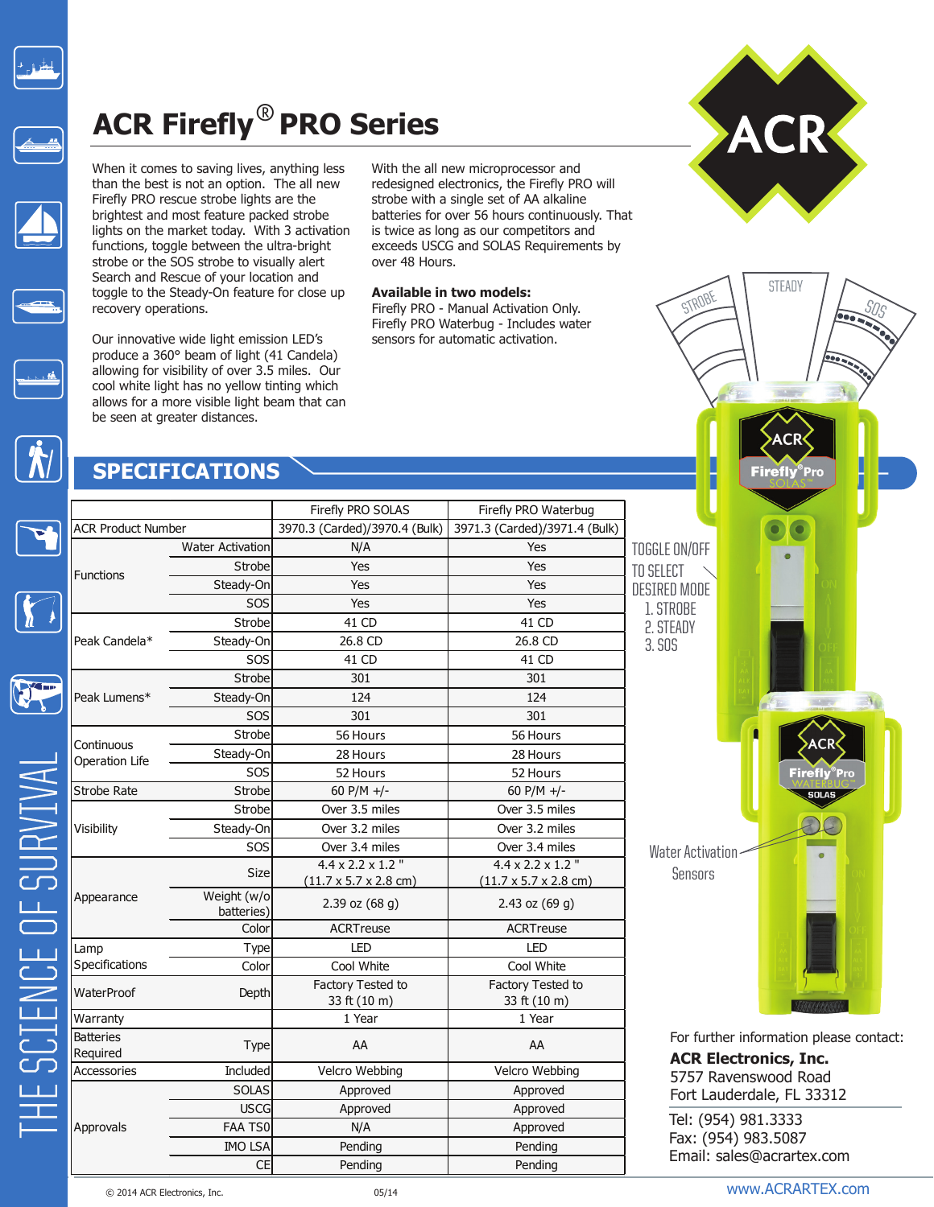# ACR Firefly® PRO Series

When it comes to saving lives, anything less than the best is not an option. The all new Firefly PRO rescue strobe lights are the brightest and most feature packed strobe lights on the market today. With 3 activation functions, toggle between the ultra-bright strobe or the SOS strobe to visually alert Search and Rescue of your location and toggle to the Steady-On feature for close up recovery operations.

Our innovative wide light emission LED's produce a 360° beam of light (41 Candela) allowing for visibility of over 3.5 miles. Our cool white light has no yellow tinting which allows for a more visible light beam that can be seen at greater distances.

With the all new microprocessor and redesigned electronics, the Firefly PRO will strobe with a single set of AA alkaline batteries for over 56 hours continuously. That is twice as long as our competitors and exceeds USCG and SOLAS Requirements by over 48 Hours.

**Available in two models:**
Firefly PRO - Manual Activation Only.
Firefly PRO Waterbug - Includes water sensors for automatic activation.

STROBE
STEADY
SOS

TOGGLE ON/OFF TO SELECT DESIRED MODE
1. STROBE
2. STEADY
3. SOS

Water Activation Sensors

## SPECIFICATIONS

| | | Firefly PRO SOLAS | Firefly PRO Waterbug |
|---|---|---|---|
| ACR Product Number | | 3970.3 (Carded)/3970.4 (Bulk) | 3971.3 (Carded)/3971.4 (Bulk) |
| Functions | Water Activation | N/A | Yes |
| | Strobe | Yes | Yes |
| | Steady-On | Yes | Yes |
| | SOS | Yes | Yes |
| Peak Candela* | Strobe | 41 CD | 41 CD |
| | Steady-On | 26.8 CD | 26.8 CD |
| | SOS | 41 CD | 41 CD |
| Peak Lumens* | Strobe | 301 | 301 |
| | Steady-On | 124 | 124 |
| | SOS | 301 | 301 |
| Continuous Operation Life | Strobe | 56 Hours | 56 Hours |
| | Steady-On | 28 Hours | 28 Hours |
| | SOS | 52 Hours | 52 Hours |
| Strobe Rate | Strobe | 60 P/M +/- | 60 P/M +/- |
| Visibility | Strobe | Over 3.5 miles | Over 3.5 miles |
| | Steady-On | Over 3.2 miles | Over 3.2 miles |
| | SOS | Over 3.4 miles | Over 3.4 miles |
| Appearance | Size | 4.4 x 2.2 x 1.2 " (11.7 x 5.7 x 2.8 cm) | 4.4 x 2.2 x 1.2 " (11.7 x 5.7 x 2.8 cm) |
| | Weight (w/o batteries) | 2.39 oz (68 g) | 2.43 oz (69 g) |
| | Color | ACRtreuse | ACRtreuse |
| Lamp Specifications | Type | LED | LED |
| | Color | Cool White | Cool White |
| WaterProof | Depth | Factory Tested to 33 ft (10 m) | Factory Tested to 33 ft (10 m) |
| Warranty | | 1 Year | 1 Year |
| Batteries Required | Type | AA | AA |
| Accessories | Included | Velcro Webbing | Velcro Webbing |
| Approvals | SOLAS | Approved | Approved |
| | USCG | Approved | Approved |
| | FAA TSO | N/A | Approved |
| | IMO LSA | Pending | Pending |
| | CE | Pending | Pending |

For further information please contact:

**ACR Electronics, Inc.**
5757 Ravenswood Road
Fort Lauderdale, FL 33312

Tel: (954) 981.3333
Fax: (954) 983.5087
Email: sales@acrartex.com

THE SCIENCE OF SURVIVAL

© 2014 ACR Electronics, Inc. 05/14 www.ACRARTEX.com